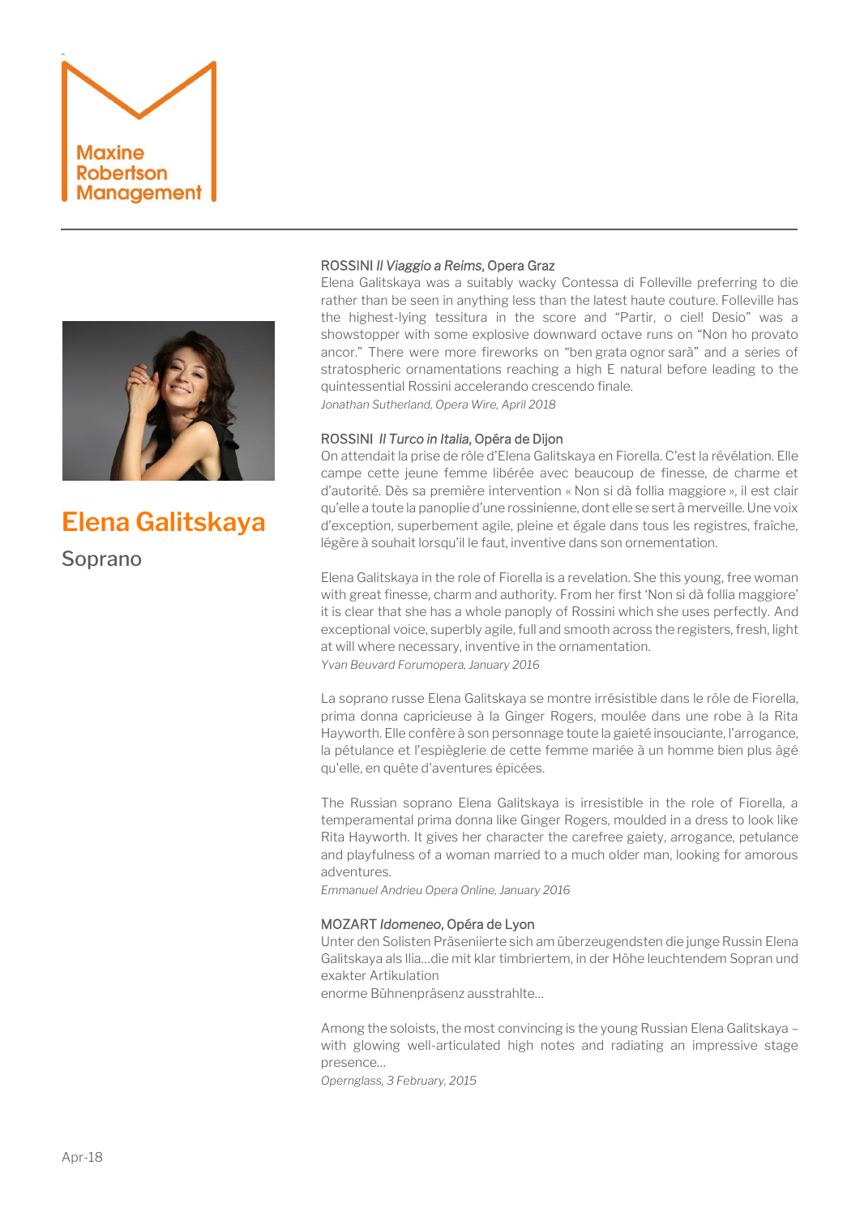Maxine Robertson Management

# Elena Galitskaya

Soprano

ROSSINI *Il Viaggio a Reims*, Opera Graz

Elena Galitskaya was a suitably wacky Contessa di Folleville preferring to die rather than be seen in anything less than the latest haute couture. Folleville has the highest-lying tessitura in the score and "Partir, o ciel! Desio" was a showstopper with some explosive downward octave runs on "Non ho provato ancor." There were more fireworks on "ben grata ognor sarà" and a series of stratospheric ornamentations reaching a high E natural before leading to the quintessential Rossini accelerando crescendo finale.

*Jonathan Sutherland, Opera Wire, April 2018*

ROSSINI *Il Turco in Italia*, Opéra de Dijon

On attendait la prise de rôle d'Elena Galitskaya en Fiorella. C'est la révélation. Elle campe cette jeune femme libérée avec beaucoup de finesse, de charme et d'autorité. Dès sa première intervention « Non si dà follia maggiore », il est clair qu'elle a toute la panoplie d'une rossinienne, dont elle se sert à merveille. Une voix d'exception, superbement agile, pleine et égale dans tous les registres, fraîche, légère à souhait lorsqu'il le faut, inventive dans son ornementation.

Elena Galitskaya in the role of Fiorella is a revelation. She this young, free woman with great finesse, charm and authority. From her first 'Non si dà follia maggiore' it is clear that she has a whole panoply of Rossini which she uses perfectly. And exceptional voice, superbly agile, full and smooth across the registers, fresh, light at will where necessary, inventive in the ornamentation.

*Yvan Beuvard Forumopera, January 2016*

La soprano russe Elena Galitskaya se montre irrésistible dans le rôle de Fiorella, prima donna capricieuse à la Ginger Rogers, moulée dans une robe à la Rita Hayworth. Elle confère à son personnage toute la gaieté insouciante, l'arrogance, la pétulance et l'espièglerie de cette femme mariée à un homme bien plus âgé qu'elle, en quête d'aventures épicées.

The Russian soprano Elena Galitskaya is irresistible in the role of Fiorella, a temperamental prima donna like Ginger Rogers, moulded in a dress to look like Rita Hayworth. It gives her character the carefree gaiety, arrogance, petulance and playfulness of a woman married to a much older man, looking for amorous adventures.

*Emmanuel Andrieu Opera Online, January 2016*

MOZART *Idomeneo*, Opéra de Lyon

Unter den Solisten Präseniierte sich am überzeugendsten die junge Russin Elena Galitskaya als Ilia...die mit klar timbriertem, in der Hôhe leuchtendem Sopran und exakter Artikulation
enorme Bühnenpräsenz ausstrahlte...

Among the soloists, the most convincing is the young Russian Elena Galitskaya – with glowing well-articulated high notes and radiating an impressive stage presence...

*Opernglass, 3 February, 2015*

Apr-18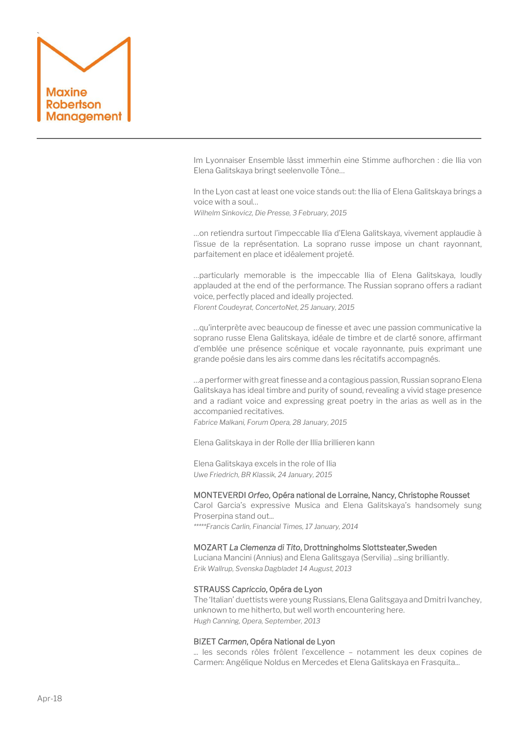Im Lyonnaiser Ensemble lässt immerhin eine Stimme aufhorchen : die Ilia von Elena Galitskaya bringt seelenvolle Töne…

In the Lyon cast at least one voice stands out: the Ilia of Elena Galitskaya brings a voice with a soul…
*Wilhelm Sinkovicz, Die Presse, 3 February, 2015*

…on retiendra surtout l'impeccable Ilia d'Elena Galitskaya, vivement applaudie à l'issue de la représentation. La soprano russe impose un chant rayonnant, parfaitement en place et idéalement projeté.

…particularly memorable is the impeccable Ilia of Elena Galitskaya, loudly applauded at the end of the performance. The Russian soprano offers a radiant voice, perfectly placed and ideally projected.
*Florent Coudeyrat, ConcertoNet, 25 January, 2015*

…qu'interprète avec beaucoup de finesse et avec une passion communicative la soprano russe Elena Galitskaya, idéale de timbre et de clarté sonore, affirmant d'emblée une présence scénique et vocale rayonnante, puis exprimant une grande poésie dans les airs comme dans les récitatifs accompagnés.

…a performer with great finesse and a contagious passion, Russian soprano Elena Galitskaya has ideal timbre and purity of sound, revealing a vivid stage presence and a radiant voice and expressing great poetry in the arias as well as in the accompanied recitatives.
*Fabrice Malkani, Forum Opera, 28 January, 2015*

Elena Galitskaya in der Rolle der Illia brillieren kann

Elena Galitskaya excels in the role of Ilia
*Uwe Friedrich, BR Klassik, 24 January, 2015*

MONTEVERDI *Orfeo*, Opéra national de Lorraine, Nancy, Christophe Rousset
Carol Garcia's expressive Musica and Elena Galitskaya's handsomely sung Proserpina stand out…
*\*\*\*\*\*Francis Carlin, Financial Times, 17 January, 2014*

MOZART *La Clemenza di Tito*, Drottningholms Slottsteater,Sweden
Luciana Mancini (Annius) and Elena Galitsgaya (Servilia) …sing brilliantly.
*Erik Wallrup, Svenska Dagbladet 14 August, 2013*

STRAUSS *Capriccio*, Opéra de Lyon
The 'Italian' duettists were young Russians, Elena Galitsgaya and Dmitri Ivanchey, unknown to me hitherto, but well worth encountering here.
*Hugh Canning, Opera, September, 2013*

BIZET *Carmen*, Opéra National de Lyon
… les seconds rôles frôlent l'excellence – notamment les deux copines de Carmen: Angélique Noldus en Mercedes et Elena Galitskaya en Frasquita…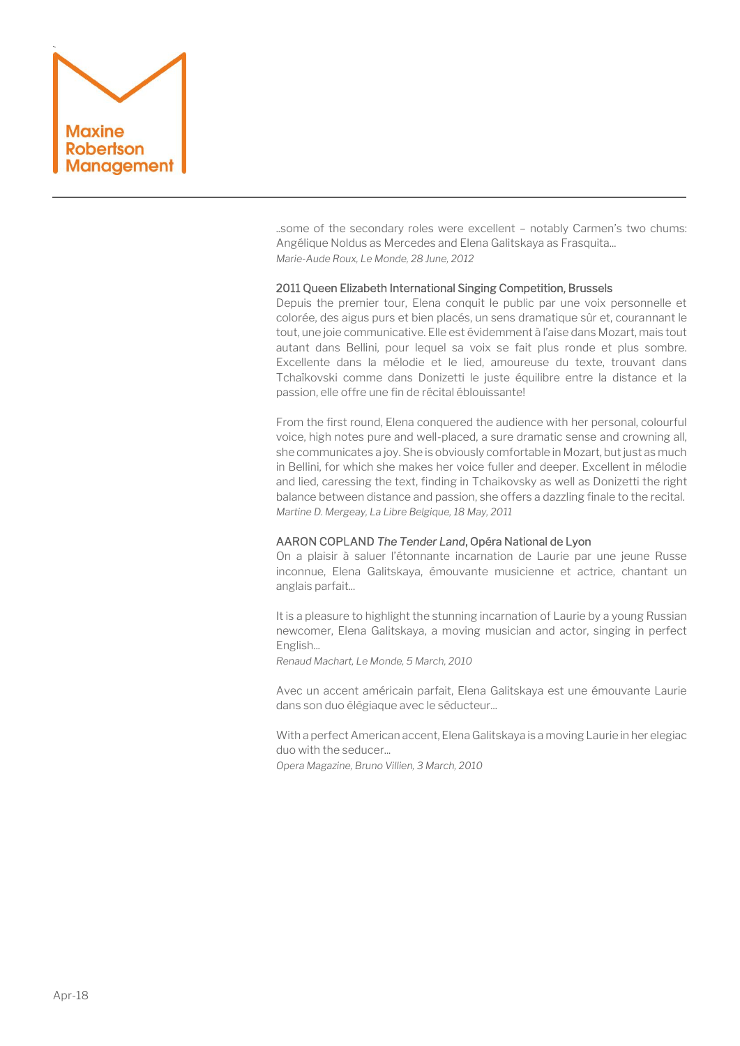..some of the secondary roles were excellent – notably Carmen's two chums: Angélique Noldus as Mercedes and Elena Galitskaya as Frasquita...
*Marie-Aude Roux, Le Monde, 28 June, 2012*

### 2011 Queen Elizabeth International Singing Competition, Brussels

Depuis the premier tour, Elena conquit le public par une voix personnelle et colorée, des aigus purs et bien placés, un sens dramatique sûr et, courannant le tout, une joie communicative. Elle est évidemment à l'aise dans Mozart, mais tout autant dans Bellini, pour lequel sa voix se fait plus ronde et plus sombre. Excellente dans la mélodie et le lied, amoureuse du texte, trouvant dans Tchaïkovski comme dans Donizetti le juste équilibre entre la distance et la passion, elle offre une fin de récital éblouissante!

From the first round, Elena conquered the audience with her personal, colourful voice, high notes pure and well-placed, a sure dramatic sense and crowning all, she communicates a joy. She is obviously comfortable in Mozart, but just as much in Bellini, for which she makes her voice fuller and deeper. Excellent in mélodie and lied, caressing the text, finding in Tchaikovsky as well as Donizetti the right balance between distance and passion, she offers a dazzling finale to the recital.
*Martine D. Mergeay, La Libre Belgique, 18 May, 2011*

### AARON COPLAND *The Tender Land*, Opéra National de Lyon

On a plaisir à saluer l'étonnante incarnation de Laurie par une jeune Russe inconnue, Elena Galitskaya, émouvante musicienne et actrice, chantant un anglais parfait...

It is a pleasure to highlight the stunning incarnation of Laurie by a young Russian newcomer, Elena Galitskaya, a moving musician and actor, singing in perfect English...
*Renaud Machart, Le Monde, 5 March, 2010*

Avec un accent américain parfait, Elena Galitskaya est une émouvante Laurie dans son duo élégiaque avec le séducteur...

With a perfect American accent, Elena Galitskaya is a moving Laurie in her elegiac duo with the seducer...
*Opera Magazine, Bruno Villien, 3 March, 2010*

Apr-18